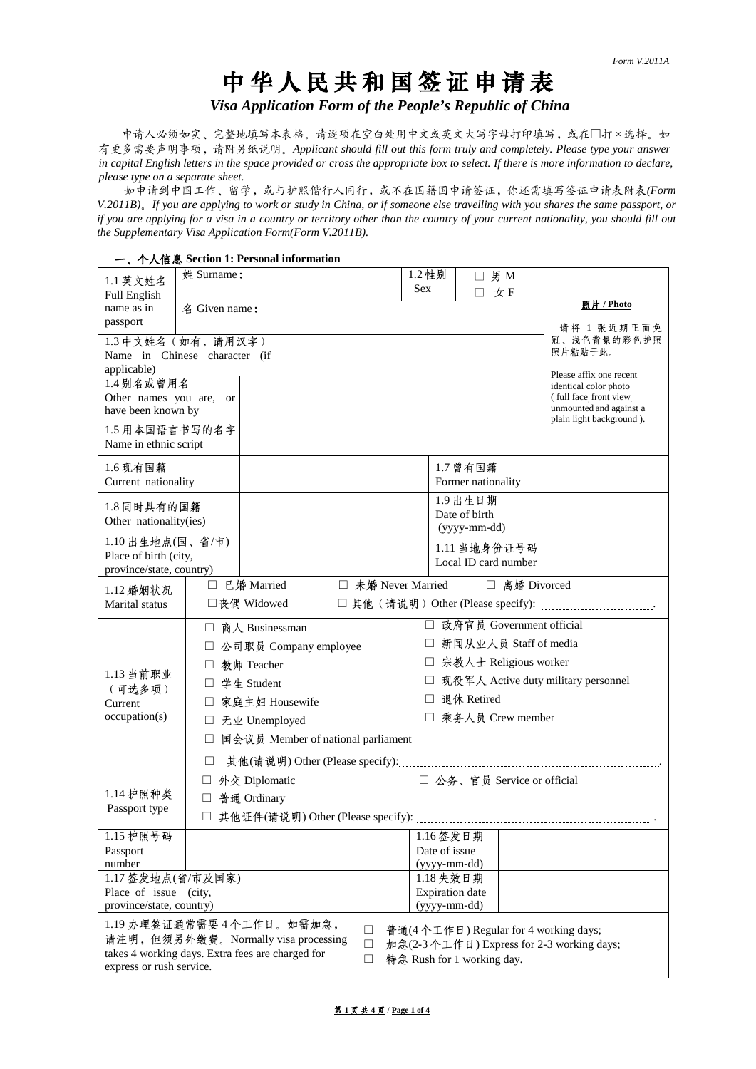Form V.2011A

# 中华人民共和国签证申请表

## *Visa Application Form of the People's Republic of China*

申请人必须如实、完整地填写本表格。请逐项在空白处用中文或英文大写字母打印填写，或在□打×选择。如有更多需要声明事项，请附另纸说明。*Applicant should fill out this form truly and completely. Please type your answer in capital English letters in the space provided or cross the appropriate box to select. If there is more information to declare, please type on a separate sheet.*

如申请到中国工作、留学，或与护照偕行人同行，或不在国籍国申请签证，你还需填写签证申请表附表*(Form V.2011B)*。*If you are applying to work or study in China, or if someone else travelling with you shares the same passport, or if you are applying for a visa in a country or territory other than the country of your current nationality, you should fill out the Supplementary Visa Application Form(Form V.2011B).*

### 一、个人信息 Section 1: Personal information

| | | | | |
|---|---|---|---|---|
| 1.1英文姓名 Full English name as in passport | 姓 Surname： | 1.2性别 Sex | □ 男 M □ 女 F | **照片 / Photo** 请将1张近期正面免冠、浅色背景的彩色护照照片粘贴于此。 Please affix one recent identical color photo (full face, front view, unmounted and against a plain light background). |
| | 名 Given name： | | | |
| 1.3中文姓名（如有，请用汉字） Name in Chinese character (if applicable) | | | | |
| 1.4别名或曾用名 Other names you are, or have been known by | | | | |
| 1.5用本国语言书写的名字 Name in ethnic script | | | | |
| 1.6现有国籍 Current nationality | | 1.7曾有国籍 Former nationality | | |
| 1.8同时具有的国籍 Other nationality(ies) | | 1.9出生日期 Date of birth (yyyy-mm-dd) | | |
| 1.10出生地点(国、省/市) Place of birth (city, province/state, country) | | 1.11当地身份证号码 Local ID card number | | |

| | |
|---|---|
| 1.12婚姻状况 Marital status | □ 已婚 Married　□ 未婚 Never Married　□ 离婚 Divorced<br>□丧偶 Widowed　□ 其他（请说明）Other (Please specify): ........ |
| 1.13当前职业（可选多项） Current occupation(s) | □ 商人 Businessman<br>□ 公司职员 Company employee<br>□ 教师 Teacher<br>□ 学生 Student<br>□ 家庭主妇 Housewife<br>□ 无业 Unemployed<br>□ 国会议员 Member of national parliament<br>□ 政府官员 Government official<br>□ 新闻从业人员 Staff of media<br>□ 宗教人士 Religious worker<br>□ 现役军人 Active duty military personnel<br>□ 退休 Retired<br>□ 乘务人员 Crew member<br>□ 其他(请说明) Other (Please specify): ........ |
| 1.14护照种类 Passport type | □ 外交 Diplomatic　□ 公务、官员 Service or official<br>□ 普通 Ordinary<br>□ 其他证件(请说明) Other (Please specify): ........ |

| | | | |
|---|---|---|---|
| 1.15护照号码 Passport number | | 1.16签发日期 Date of issue (yyyy-mm-dd) | |
| 1.17签发地点(省/市及国家) Place of issue (city, province/state, country) | | 1.18失效日期 Expiration date (yyyy-mm-dd) | |
| 1.19办理签证通常需要4个工作日。如需加急，请注明，但须另外缴费。Normally visa processing takes 4 working days. Extra fees are charged for express or rush service. | □ 普通(4个工作日) Regular for 4 working days;<br>□ 加急(2-3个工作日) Express for 2-3 working days;<br>□ 特急 Rush for 1 working day. | | |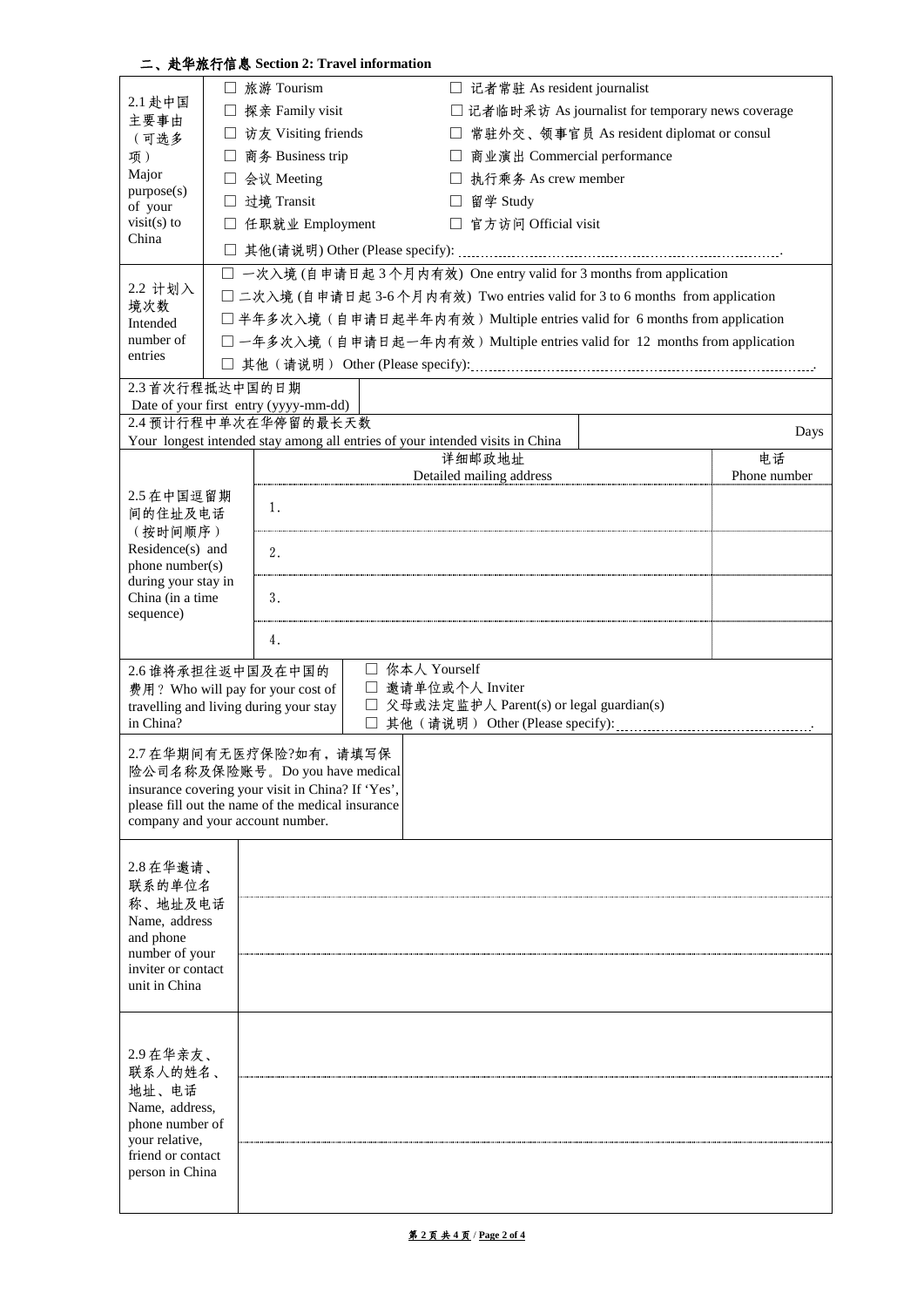## 二、赴华旅行信息 Section 2: Travel information

| | | | |
|---|---|---|---|
| 2.1 赴中国主要事由（可选多项）Major purpose(s) of your visit(s) to China | ☐ 旅游 Tourism<br>☐ 探亲 Family visit<br>☐ 访友 Visiting friends<br>☐ 商务 Business trip<br>☐ 会议 Meeting<br>☐ 过境 Transit<br>☐ 任职就业 Employment<br>☐ 其他(请说明) Other (Please specify): ..................... | ☐ 记者常驻 As resident journalist<br>☐ 记者临时采访 As journalist for temporary news coverage<br>☐ 常驻外交、领事官员 As resident diplomat or consul<br>☐ 商业演出 Commercial performance<br>☐ 执行乘务 As crew member<br>☐ 留学 Study<br>☐ 官方访问 Official visit | |
| 2.2 计划入境次数 Intended number of entries | ☐ 一次入境 (自申请日起 3 个月内有效) One entry valid for 3 months from application<br>☐ 二次入境 (自申请日起 3-6 个月内有效) Two entries valid for 3 to 6 months from application<br>☐ 半年多次入境（自申请日起半年内有效）Multiple entries valid for 6 months from application<br>☐ 一年多次入境（自申请日起一年内有效）Multiple entries valid for 12 months from application<br>☐ 其他（请说明） Other (Please specify): ..................... | | |
| 2.3 首次行程抵达中国的日期 Date of your first entry (yyyy-mm-dd) | | | |
| 2.4 预计行程中单次在华停留的最长天数 Your longest intended stay among all entries of your intended visits in China | | Days | |

| 2.5 在中国逗留期间的住址及电话（按时间顺序）Residence(s) and phone number(s) during your stay in China (in a time sequence) | 详细邮政地址 Detailed mailing address | 电话 Phone number |
|---|---|---|
| | 1. | |
| | 2. | |
| | 3. | |
| | 4. | |

| | |
|---|---|
| 2.6 谁将承担往返中国及在中国的费用？Who will pay for your cost of travelling and living during your stay in China? | ☐ 你本人 Yourself<br>☐ 邀请单位或个人 Inviter<br>☐ 父母或法定监护人 Parent(s) or legal guardian(s)<br>☐ 其他（请说明） Other (Please specify): ..................... |
| 2.7 在华期间有无医疗保险?如有，请填写保险公司名称及保险账号。Do you have medical insurance covering your visit in China? If 'Yes', please fill out the name of the medical insurance company and your account number. | |
| 2.8 在华邀请、联系的单位名称、地址及电话 Name, address and phone number of your inviter or contact unit in China | |
| 2.9 在华亲友、联系人的姓名、地址、电话 Name, address, phone number of your relative, friend or contact person in China | |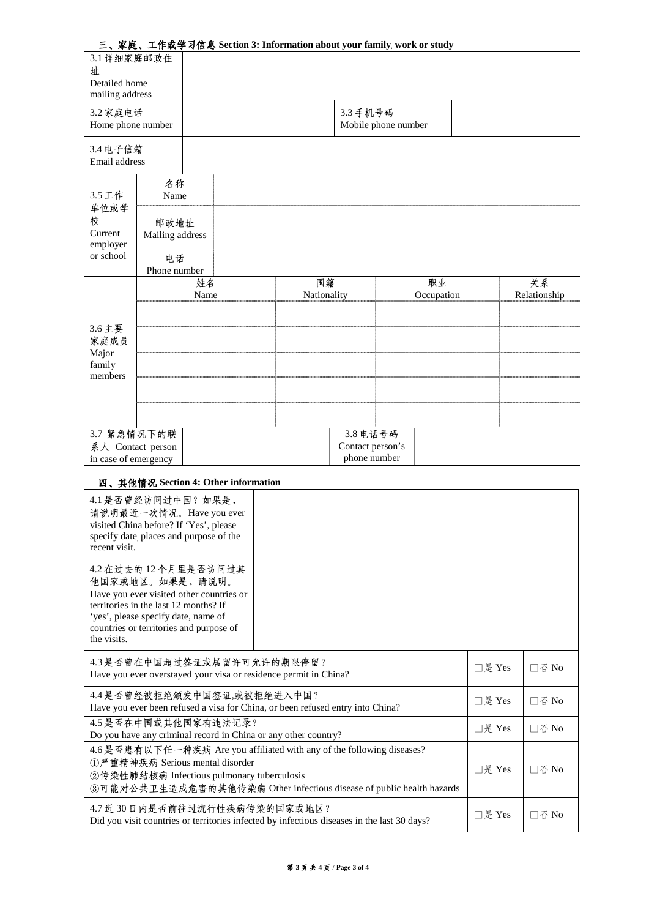### 三、家庭、工作或学习信息 Section 3: Information about your family, work or study

| | | | | | |
|---|---|---|---|---|---|
| 3.1 详细家庭邮政住址 Detailed home mailing address | | | | | |
| 3.2 家庭电话 Home phone number | | | 3.3 手机号码 Mobile phone number | | |
| 3.4 电子信箱 Email address | | | | | |
| 3.5 工作单位或学校 Current employer or school | 名称 Name | | | | |
| | 邮政地址 Mailing address | | | | |
| | 电话 Phone number | | | | |
| 3.6 主要家庭成员 Major family members | 姓名 Name | 国籍 Nationality | 职业 Occupation | 关系 Relationship | |
| | | | | | |
| | | | | | |
| | | | | | |
| | | | | | |
| | | | | | |
| 3.7 紧急情况下的联系人 Contact person in case of emergency | | | 3.8 电话号码 Contact person's phone number | | |

### 四、其他情况 Section 4: Other information

| | | |
|---|---|---|
| 4.1 是否曾经访问过中国？如果是，请说明最近一次情况。Have you ever visited China before? If 'Yes', please specify date, places and purpose of the recent visit. | | |
| 4.2 在过去的 12 个月里是否访问过其他国家或地区。如果是，请说明。Have you ever visited other countries or territories in the last 12 months? If 'yes', please specify date, name of countries or territories and purpose of the visits. | | |
| 4.3 是否曾在中国超过签证或居留许可允许的期限停留？ Have you ever overstayed your visa or residence permit in China? | □是 Yes | □否 No |
| 4.4 是否曾经被拒绝颁发中国签证,或被拒绝进入中国？ Have you ever been refused a visa for China, or been refused entry into China? | □是 Yes | □否 No |
| 4.5 是否在中国或其他国家有违法记录？ Do you have any criminal record in China or any other country? | □是 Yes | □否 No |
| 4.6 是否患有以下任一种疾病 Are you affiliated with any of the following diseases? ①严重精神疾病 Serious mental disorder ②传染性肺结核病 Infectious pulmonary tuberculosis ③可能对公共卫生造成危害的其他传染病 Other infectious disease of public health hazards | □是 Yes | □否 No |
| 4.7 近 30 日内是否前往过流行性疾病传染的国家或地区？ Did you visit countries or territories infected by infectious diseases in the last 30 days? | □是 Yes | □否 No |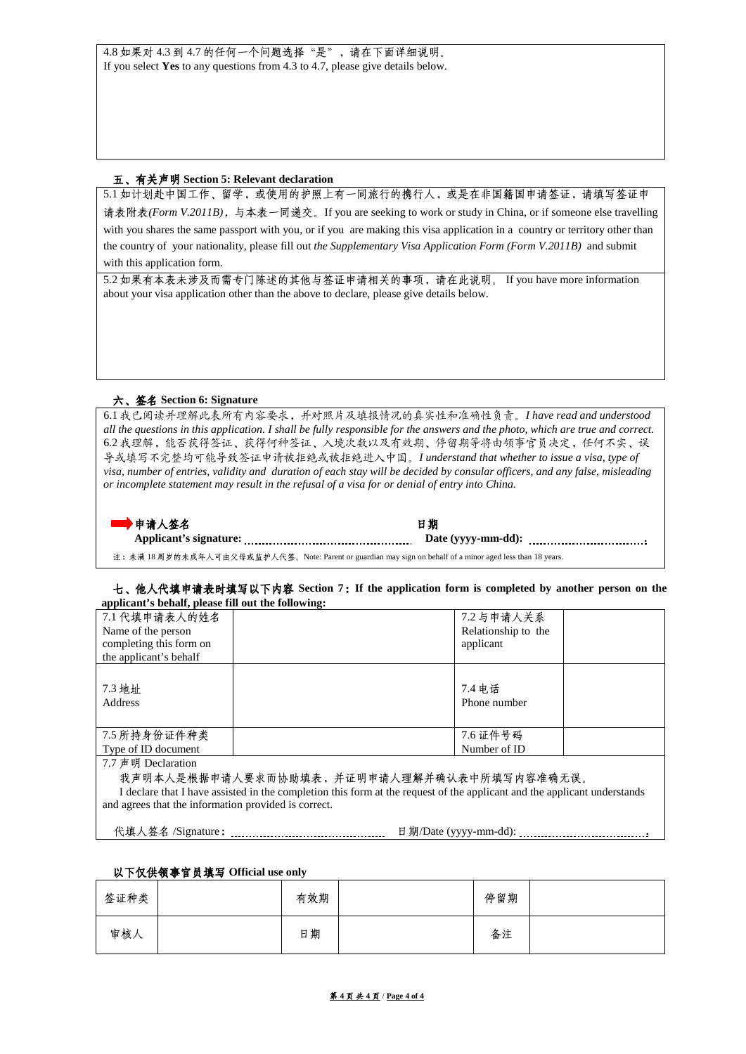4.8 如果对 4.3 到 4.7 的任何一个问题选择“是”，请在下面详细说明。
If you select **Yes** to any questions from 4.3 to 4.7, please give details below.

## 五、有关声明 Section 5: Relevant declaration

5.1 如计划赴中国工作、留学，或使用的护照上有一同旅行的携行人，或是在非国籍国申请签证，请填写签证申请表附表*(Form V.2011B)*，与本表一同递交。If you are seeking to work or study in China, or if someone else travelling with you shares the same passport with you, or if you are making this visa application in a country or territory other than the country of your nationality, please fill out *the Supplementary Visa Application Form (Form V.2011B)* and submit with this application form.

5.2 如果有本表未涉及而需专门陈述的其他与签证申请相关的事项，请在此说明。 If you have more information about your visa application other than the above to declare, please give details below.

## 六、签名 Section 6: Signature

6.1 我已阅读并理解此表所有内容要求，并对照片及填报情况的真实性和准确性负责。*I have read and understood all the questions in this application. I shall be fully responsible for the answers and the photo, which are true and correct.*
6.2 我理解，能否获得签证、获得何种签证、入境次数以及有效期、停留期等将由领事官员决定，任何不实、误导或填写不完整均可能导致签证申请被拒绝或被拒绝进入中国。*I understand that whether to issue a visa, type of visa, number of entries, validity and duration of each stay will be decided by consular officers, and any false, misleading or incomplete statement may result in the refusal of a visa for or denial of entry into China.*

**申请人签名 Applicant's signature:** ............................................ **日期 Date (yyyy-mm-dd):** ..............................

注：未满 18 周岁的未成年人可由父母或监护人代签。Note: Parent or guardian may sign on behalf of a minor aged less than 18 years.

## 七、他人代填申请表时填写以下内容 Section 7：If the application form is completed by another person on the applicant's behalf, please fill out the following:

| | | | |
|---|---|---|---|
| 7.1 代填申请表人的姓名 Name of the person completing this form on the applicant's behalf | | 7.2 与申请人关系 Relationship to the applicant | |
| 7.3 地址 Address | | 7.4 电话 Phone number | |
| 7.5 所持身份证件种类 Type of ID document | | 7.6 证件号码 Number of ID | |

7.7 声明 Declaration

我声明本人是根据申请人要求而协助填表，并证明申请人理解并确认表中所填写内容准确无误。
I declare that I have assisted in the completion this form at the request of the applicant and the applicant understands and agrees that the information provided is correct.

代填人签名 /Signature： ............................................ 日期/Date (yyyy-mm-dd): ..............................

### 以下仅供领事官员填写 Official use only

| | | | | | |
|---|---|---|---|---|---|
| 签证种类 | | 有效期 | | 停留期 | |
| 审核人 | | 日期 | | 备注 | |